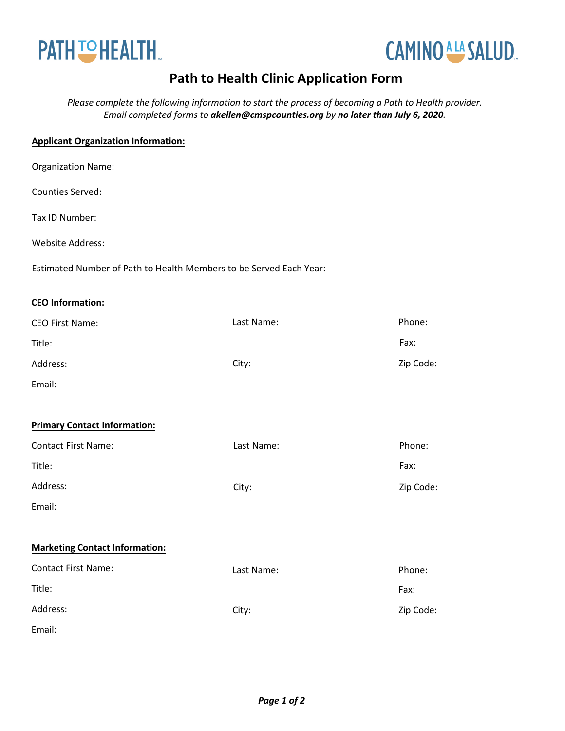PATH TO HEALTH™ CAMINO A LA SALUD™

# Path to Health Clinic Application Form

*Please complete the following information to start the process of becoming a Path to Health provider. Email completed forms to **akellen@cmspcounties.org** by **no later than July 6, 2020**.*

**Applicant Organization Information:**

Organization Name:

Counties Served:

Tax ID Number:

Website Address:

Estimated Number of Path to Health Members to be Served Each Year:

**CEO Information:**

| | | |
|---|---|---|
| CEO First Name: | Last Name: | Phone: |
| Title: | | Fax: |
| Address: | City: | Zip Code: |
| Email: | | |

**Primary Contact Information:**

| | | |
|---|---|---|
| Contact First Name: | Last Name: | Phone: |
| Title: | | Fax: |
| Address: | City: | Zip Code: |
| Email: | | |

**Marketing Contact Information:**

| | | |
|---|---|---|
| Contact First Name: | Last Name: | Phone: |
| Title: | | Fax: |
| Address: | City: | Zip Code: |
| Email: | | |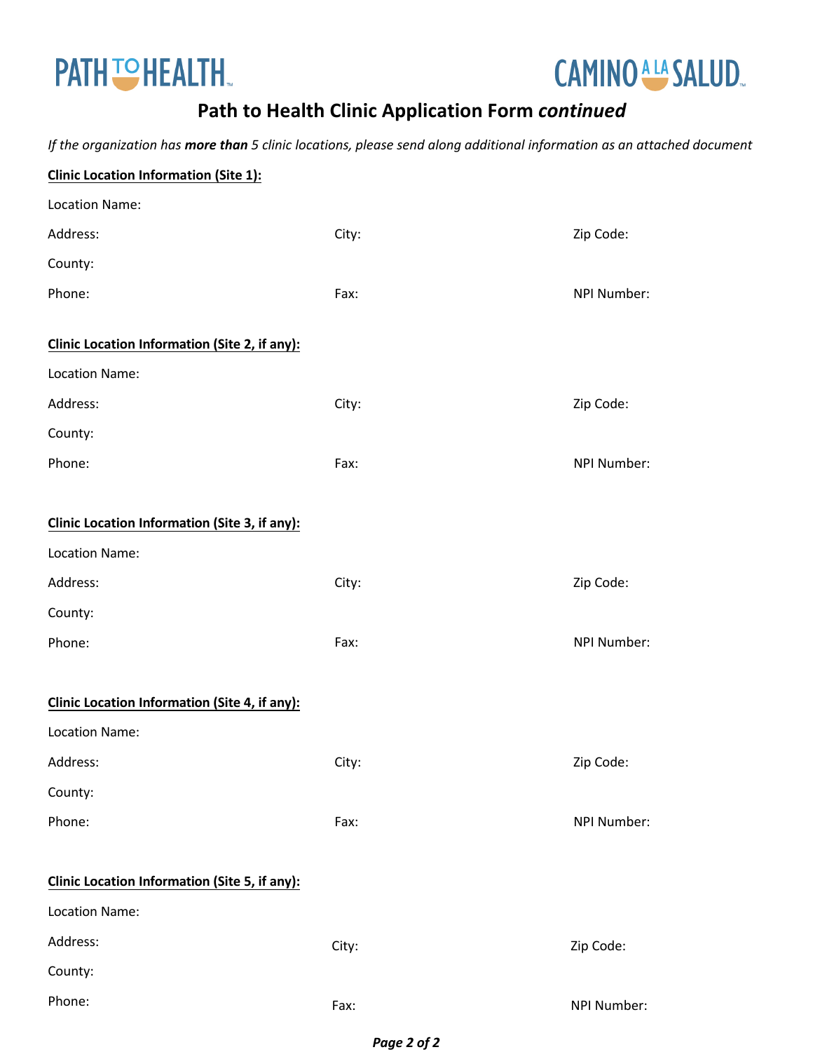# Path to Health Clinic Application Form *continued*

*If the organization has **more than** 5 clinic locations, please send along additional information as an attached document*

**Clinic Location Information (Site 1):**

Location Name:

Address: City: Zip Code:

County:

Phone: Fax: NPI Number:

**Clinic Location Information (Site 2, if any):**

Location Name:

Address: City: Zip Code:

County:

Phone: Fax: NPI Number:

**Clinic Location Information (Site 3, if any):**

Location Name:

Address: City: Zip Code:

County:

Phone: Fax: NPI Number:

**Clinic Location Information (Site 4, if any):**

Location Name:

Address: City: Zip Code:

County:

Phone: Fax: NPI Number:

**Clinic Location Information (Site 5, if any):**

Location Name:

Address: City: Zip Code:

County:

Phone: Fax: NPI Number: